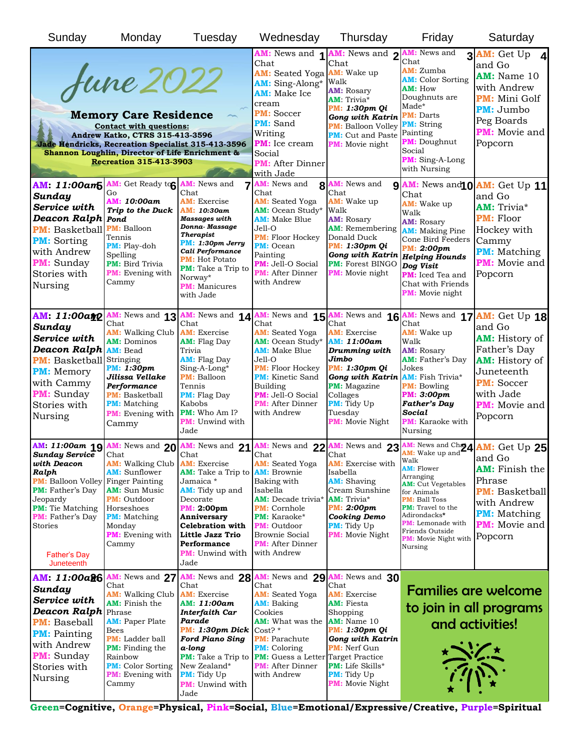# June 2022

## Memory Care Residence

**Contact with questions:**
**Andrew Katko, CTRS 315-413-3596**
**Jade Hendricks, Recreation Specialist 315-413-3596**
**Shannon Loughlin, Director of Life Enrichment & Recreation 315-413-3903**

| Sunday | Monday | Tuesday | Wednesday | Thursday | Friday | Saturday |
|---|---|---|---|---|---|---|
| | | | **1** AM: News and Chat AM: Seated Yoga AM: Sing-Along* AM: Make Ice cream PM: Soccer PM: Sand Writing PM: Ice cream Social PM: After Dinner with Jade | **2** AM: News and Chat AM: Wake up Walk AM: Rosary AM: Trivia* PM: ***1:30pm Qi Gong with Katrin*** PM: Balloon Volley PM: Cut and Paste PM: Movie night | **3** AM: News and Chat AM: Zumba AM: Color Sorting AM: How Doughnuts are Made* PM: Darts PM: String Painting PM: Doughnut Social PM: Sing-A-Long with Nursing | **4** AM: Get Up and Go AM: Name 10 with Andrew PM: Mini Golf PM: Jumbo Peg Boards PM: Movie and Popcorn |
| **5** AM: ***11:00am Sunday Service with Deacon Ralph*** PM: Basketball PM: Sorting with Andrew PM: Sunday Stories with Nursing | **6** AM: Get Ready to Go AM: ***10:00am Trip to the Duck Pond*** PM: Balloon Tennis PM: Play-doh Spelling PM: Bird Trivia PM: Evening with Cammy | **7** AM: News and Chat AM: Exercise AM: ***10:30am Massages with Donna- Massage Therapist*** PM: ***1:30pm Jerry Cali Performance*** PM: Hot Potato PM: Take a Trip to Norway* PM: Manicures with Jade | **8** AM: News and Chat AM: Seated Yoga AM: Ocean Study* AM: Make Blue Jell-O PM: Floor Hockey PM: Ocean Painting PM: Jell-O Social PM: After Dinner with Andrew | **9** AM: News and Chat AM: Wake up Walk AM: Rosary AM: Remembering Donald Duck PM: ***1:30pm Qi Gong with Katrin*** PM: Forest BINGO PM: Movie night | **10** AM: News and Chat AM: Wake up Walk AM: Rosary AM: Making Pine Cone Bird Feeders PM: ***2:00pm Helping Hounds Dog Visit*** PM: Iced Tea and Chat with Friends PM: Movie night | **11** AM: Get Up and Go AM: Trivia* PM: Floor Hockey with Cammy PM: Matching PM: Movie and Popcorn |
| **12** AM: ***11:00am Sunday Service with Deacon Ralph*** PM: Basketball PM: Memory with Cammy PM: Sunday Stories with Nursing | **13** AM: News and Chat AM: Walking Club AM: Dominos AM: Bead Stringing PM: ***1:30pm Jilissa Vellake Performance*** PM: Basketball PM: Matching PM: Evening with Cammy | **14** AM: News and Chat AM: Exercise AM: Flag Day Trivia AM: Flag Day Sing-A-Long* PM: Balloon Tennis PM: Flag Day Kabobs PM: Who Am I? PM: Unwind with Jade | **15** AM: News and Chat AM: Seated Yoga AM: Ocean Study* AM: Make Blue Jell-O PM: Floor Hockey PM: Kinetic Sand Building PM: Jell-O Social PM: After Dinner with Andrew | **16** AM: News and Chat AM: Exercise AM: ***11:00am Drumming with Jimbo*** PM: ***1:30pm Qi Gong with Katrin*** PM: Magazine Collages PM: Tidy Up Tuesday PM: Movie Night | **17** AM: News and Chat AM: Wake up Walk AM: Rosary AM: Father's Day Jokes AM: Fish Trivia* PM: Bowling PM: ***3:00pm Father's Day Social*** PM: Karaoke with Nursing | **18** AM: Get Up and Go AM: History of Father's Day AM: History of Juneteenth PM: Soccer with Jade PM: Movie and Popcorn |
| **19** AM: ***11:00am Sunday Service with Deacon Ralph*** PM: Balloon Volley PM: Father's Day Jeopardy PM: Tie Matching PM: Father's Day Stories<br>Father's Day<br>Juneteenth | **20** AM: News and Chat AM: Walking Club AM: Sunflower Finger Painting AM: Sun Music PM: Outdoor Horseshoes PM: Matching Monday PM: Evening with Cammy | **21** AM: News and Chat AM: Exercise AM: Take a Trip to Jamaica * AM: Tidy up and Decorate PM: **2:00pm Anniversary Celebration with Little Jazz Trio Performance** PM: Unwind with Jade | **22** AM: News and Chat AM: Seated Yoga AM: Brownie Baking with Isabella AM: Decade trivia* PM: Cornhole PM: Karaoke* PM: Outdoor Brownie Social PM: After Dinner with Andrew | **23** AM: News and Chat AM: Exercise with Isabella AM: Shaving Cream Sunshine AM: Trivia* PM: ***2:00pm Cooking Demo*** PM: Tidy Up PM: Movie Night | **24** AM: News and Chat AM: Wake up and Walk AM: Flower Arranging AM: Cut Vegetables for Animals PM: Ball Toss PM: Travel to the Adirondacks* PM: Lemonade with Friends Outside PM: Movie Night with Nursing | **25** AM: Get Up and Go AM: Finish the Phrase PM: Basketball with Andrew PM: Matching PM: Movie and Popcorn |
| **26** AM: ***11:00am Sunday Service with Deacon Ralph*** PM: Baseball PM: Painting with Andrew PM: Sunday Stories with Nursing | **27** AM: News and Chat AM: Walking Club AM: Finish the Phrase AM: Paper Plate Bees PM: Ladder ball PM: Finding the Rainbow PM: Color Sorting PM: Evening with Cammy | **28** AM: News and Chat AM: Exercise AM: ***11:00am Interfaith Car Parade*** PM: ***1:30pm Dick Ford Piano Sing a-long*** PM: Take a Trip to New Zealand* PM: Tidy Up PM: Unwind with Jade | **29** AM: News and Chat AM: Seated Yoga AM: Baking Cookies AM: What was the Cost? * PM: Parachute PM: Coloring PM: Guess a Letter PM: After Dinner with Andrew | **30** AM: News and Chat AM: Exercise AM: Fiesta Shopping AM: Name 10 PM: ***1:30pm Qi Gong with Katrin*** PM: Nerf Gun Target Practice PM: Life Skills* PM: Tidy Up PM: Movie Night | **Families are welcome to join in all programs and activities!** | |

**Green=Cognitive, Orange=Physical, Pink=Social, Blue=Emotional/Expressive/Creative, Purple=Spiritual**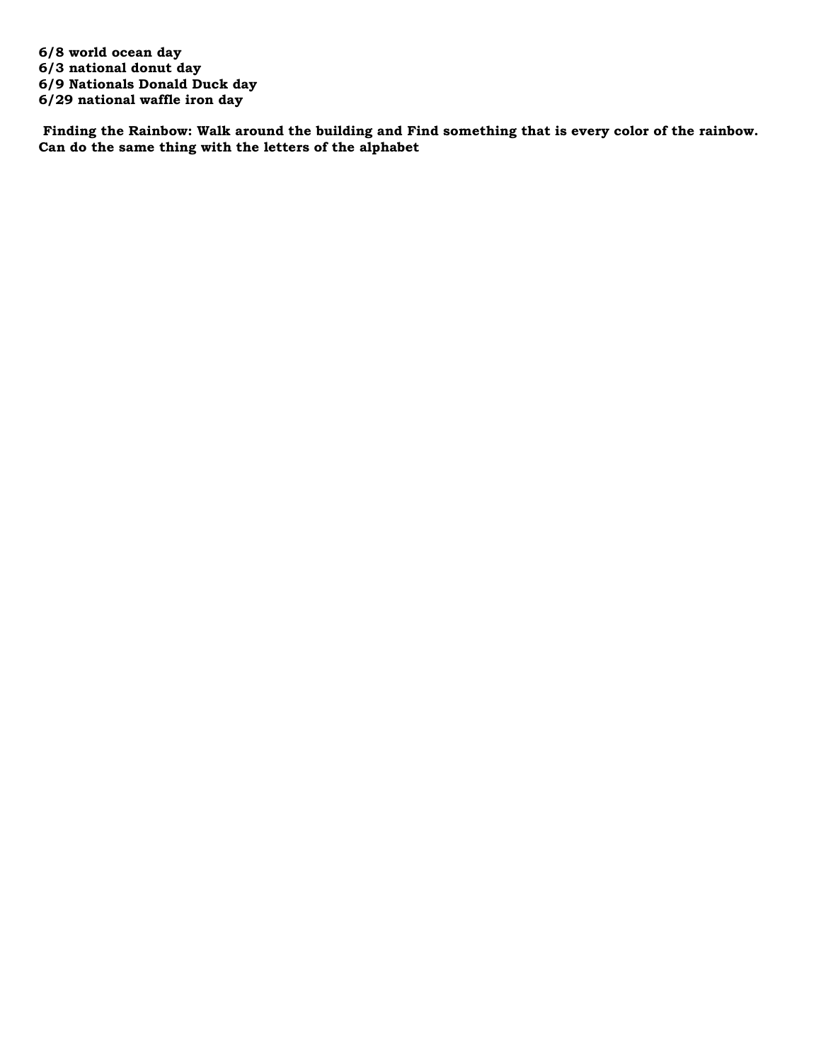**6/8 world ocean day**
**6/3 national donut day**
**6/9 Nationals Donald Duck day**
**6/29 national waffle iron day**

**Finding the Rainbow: Walk around the building and Find something that is every color of the rainbow. Can do the same thing with the letters of the alphabet**